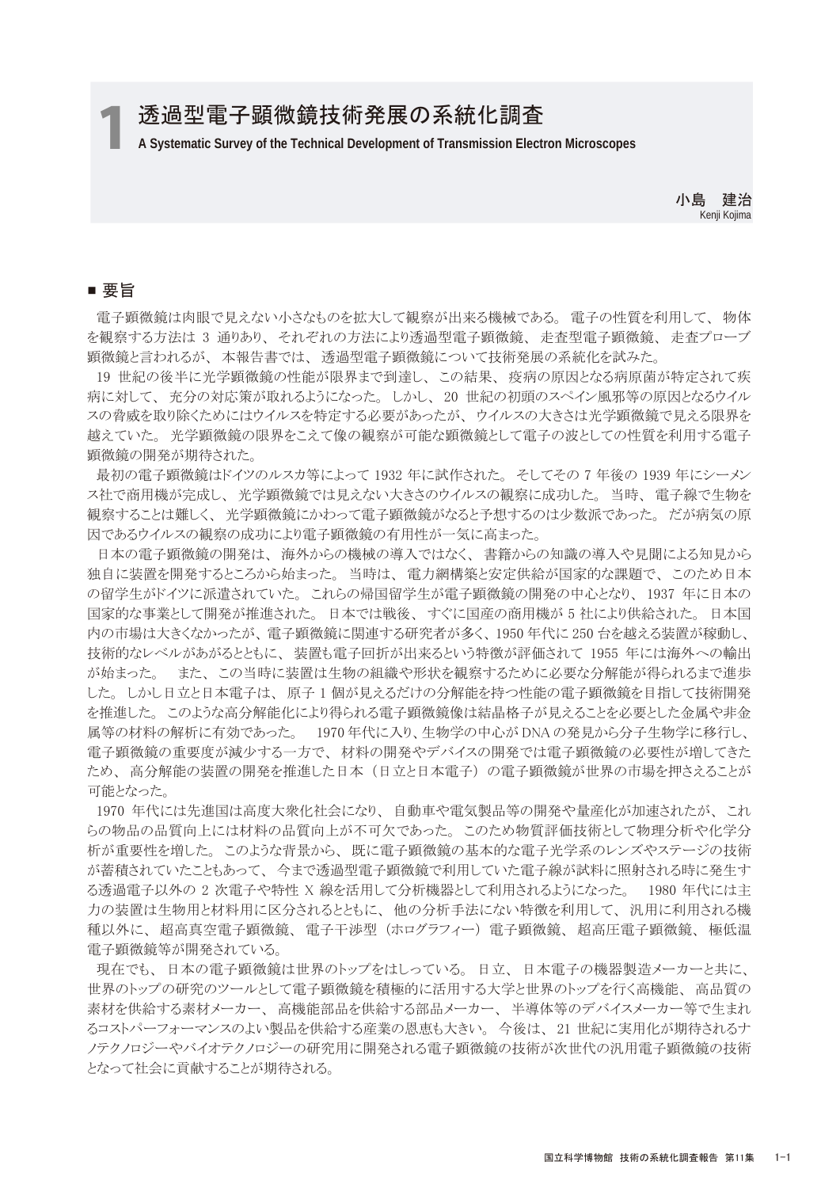# 1 透過型電子顕微鏡技術発展の系統化調査

A Systematic Survey of the Technical Development of Transmission Electron Microscopes

小島　建治
Kenji Kojima

## ■ 要旨

電子顕微鏡は肉眼で見えない小さなものを拡大して観察が出来る機械である。電子の性質を利用して、物体を観察する方法は 3 通りあり、それぞれの方法により透過型電子顕微鏡、走査型電子顕微鏡、走査プローブ顕微鏡と言われるが、本報告書では、透過型電子顕微鏡について技術発展の系統化を試みた。

19 世紀の後半に光学顕微鏡の性能が限界まで到達し、この結果、疫病の原因となる病原菌が特定されて疾病に対して、充分の対応策が取れるようになった。しかし、20 世紀の初頭のスペイン風邪等の原因となるウイルスの脅威を取り除くためにはウイルスを特定する必要があったが、ウイルスの大きさは光学顕微鏡で見える限界を越えていた。光学顕微鏡の限界をこえて像の観察が可能な顕微鏡として電子の波としての性質を利用する電子顕微鏡の開発が期待された。

最初の電子顕微鏡はドイツのルスカ等によって 1932 年に試作された。そしてその 7 年後の 1939 年にシーメンス社で商用機が完成し、光学顕微鏡では見えない大きさのウイルスの観察に成功した。当時、電子線で生物を観察することは難しく、光学顕微鏡にかわって電子顕微鏡がなると予想するのは少数派であった。だが病気の原因であるウイルスの観察の成功により電子顕微鏡の有用性が一気に高まった。

日本の電子顕微鏡の開発は、海外からの機械の導入ではなく、書籍からの知識の導入や見聞による知見から独自に装置を開発するところから始まった。当時は、電力網構築と安定供給が国家的な課題で、このため日本の留学生がドイツに派遣されていた。これらの帰国留学生が電子顕微鏡の開発の中心となり、1937 年に日本の国家的な事業として開発が推進された。日本では戦後、すぐに国産の商用機が 5 社により供給された。日本国内の市場は大きくなかったが、電子顕微鏡に関連する研究者が多く、1950 年代に 250 台を越える装置が稼動し、技術的なレベルがあがるとともに、装置も電子回折が出来るという特徴が評価されて 1955 年には海外への輸出が始まった。　また、この当時に装置は生物の組織や形状を観察するために必要な分解能が得られるまで進歩した。しかし日立と日本電子は、原子 1 個が見えるだけの分解能を持つ性能の電子顕微鏡を目指して技術開発を推進した。このような高分解能化により得られる電子顕微鏡像は結晶格子が見えることを必要とした金属や非金属等の材料の解析に有効であった。　1970 年代に入り、生物学の中心が DNA の発見から分子生物学に移行し、電子顕微鏡の重要度が減少する一方で、材料の開発やデバイスの開発では電子顕微鏡の必要性が増してきたため、高分解能の装置の開発を推進した日本（日立と日本電子）の電子顕微鏡が世界の市場を押さえることが可能となった。

1970 年代には先進国は高度大衆化社会になり、自動車や電気製品等の開発や量産化が加速されたが、これらの物品の品質向上には材料の品質向上が不可欠であった。このため物質評価技術として物理分析や化学分析が重要性を増した。このような背景から、既に電子顕微鏡の基本的な電子光学系のレンズやステージの技術が蓄積されていたこともあって、今まで透過型電子顕微鏡で利用していた電子線が試料に照射される時に発生する透過電子以外の 2 次電子や特性 X 線を活用して分析機器として利用されるようになった。　1980 年代には主力の装置は生物用と材料用に区分されるとともに、他の分析手法にない特徴を利用して、汎用に利用される機種以外に、超高真空電子顕微鏡、電子干渉型（ホログラフィー）電子顕微鏡、超高圧電子顕微鏡、極低温電子顕微鏡等が開発されている。

現在でも、日本の電子顕微鏡は世界のトップをはしっている。日立、日本電子の機器製造メーカーと共に、世界のトップの研究のツールとして電子顕微鏡を積極的に活用する大学と世界のトップを行く高機能、高品質の素材を供給する素材メーカー、高機能部品を供給する部品メーカー、半導体等のデバイスメーカー等で生まれるコストパーフォーマンスのよい製品を供給する産業の恩恵も大きい。今後は、21 世紀に実用化が期待されるナノテクノロジーやバイオテクノロジーの研究用に開発される電子顕微鏡の技術が次世代の汎用電子顕微鏡の技術となって社会に貢献することが期待される。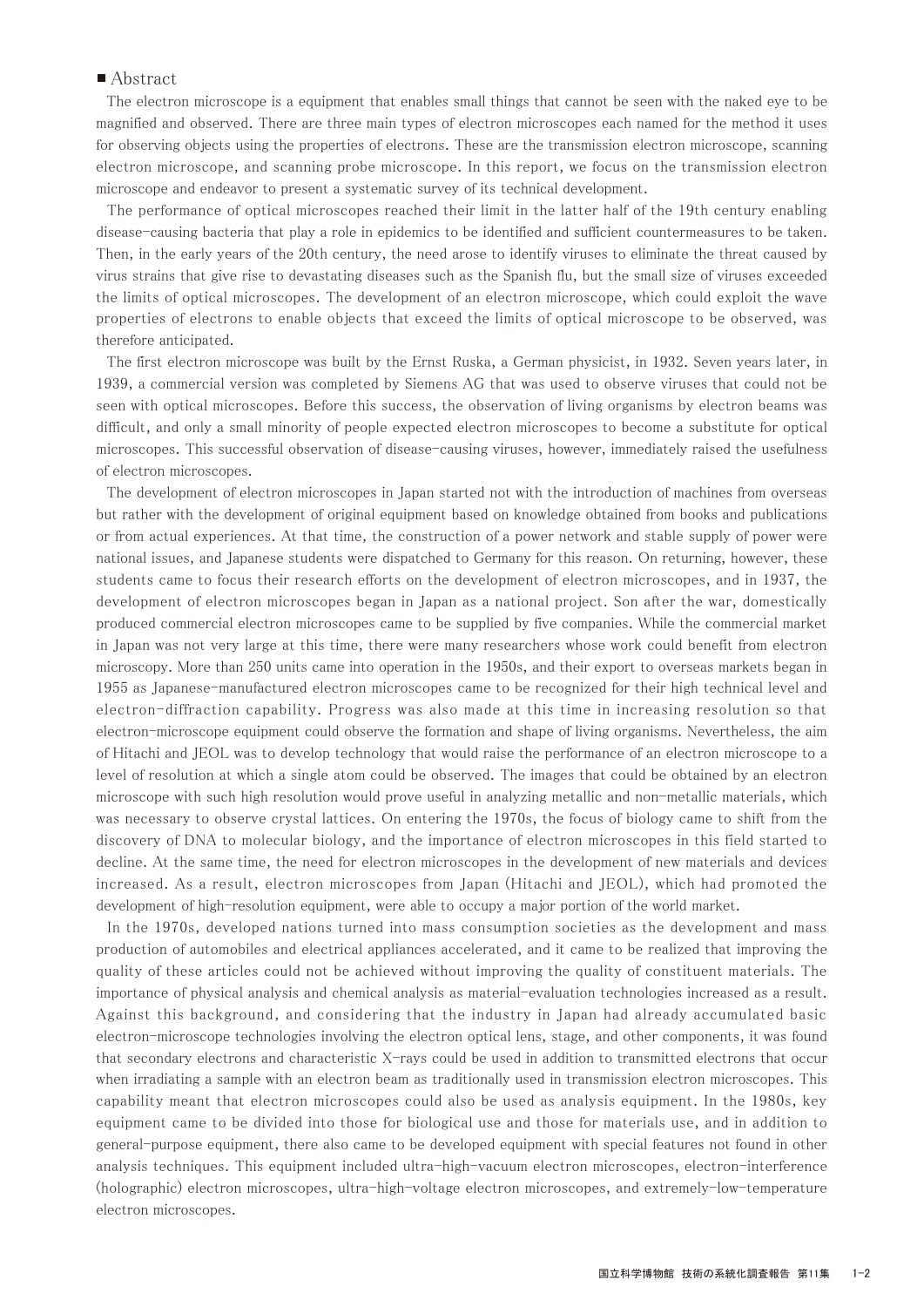## ■ Abstract

The electron microscope is a equipment that enables small things that cannot be seen with the naked eye to be magnified and observed. There are three main types of electron microscopes each named for the method it uses for observing objects using the properties of electrons. These are the transmission electron microscope, scanning electron microscope, and scanning probe microscope. In this report, we focus on the transmission electron microscope and endeavor to present a systematic survey of its technical development.

The performance of optical microscopes reached their limit in the latter half of the 19th century enabling disease-causing bacteria that play a role in epidemics to be identified and sufficient countermeasures to be taken. Then, in the early years of the 20th century, the need arose to identify viruses to eliminate the threat caused by virus strains that give rise to devastating diseases such as the Spanish flu, but the small size of viruses exceeded the limits of optical microscopes. The development of an electron microscope, which could exploit the wave properties of electrons to enable objects that exceed the limits of optical microscope to be observed, was therefore anticipated.

The first electron microscope was built by the Ernst Ruska, a German physicist, in 1932. Seven years later, in 1939, a commercial version was completed by Siemens AG that was used to observe viruses that could not be seen with optical microscopes. Before this success, the observation of living organisms by electron beams was difficult, and only a small minority of people expected electron microscopes to become a substitute for optical microscopes. This successful observation of disease-causing viruses, however, immediately raised the usefulness of electron microscopes.

The development of electron microscopes in Japan started not with the introduction of machines from overseas but rather with the development of original equipment based on knowledge obtained from books and publications or from actual experiences. At that time, the construction of a power network and stable supply of power were national issues, and Japanese students were dispatched to Germany for this reason. On returning, however, these students came to focus their research efforts on the development of electron microscopes, and in 1937, the development of electron microscopes began in Japan as a national project. Son after the war, domestically produced commercial electron microscopes came to be supplied by five companies. While the commercial market in Japan was not very large at this time, there were many researchers whose work could benefit from electron microscopy. More than 250 units came into operation in the 1950s, and their export to overseas markets began in 1955 as Japanese-manufactured electron microscopes came to be recognized for their high technical level and electron-diffraction capability. Progress was also made at this time in increasing resolution so that electron-microscope equipment could observe the formation and shape of living organisms. Nevertheless, the aim of Hitachi and JEOL was to develop technology that would raise the performance of an electron microscope to a level of resolution at which a single atom could be observed. The images that could be obtained by an electron microscope with such high resolution would prove useful in analyzing metallic and non-metallic materials, which was necessary to observe crystal lattices. On entering the 1970s, the focus of biology came to shift from the discovery of DNA to molecular biology, and the importance of electron microscopes in this field started to decline. At the same time, the need for electron microscopes in the development of new materials and devices increased. As a result, electron microscopes from Japan (Hitachi and JEOL), which had promoted the development of high-resolution equipment, were able to occupy a major portion of the world market.

In the 1970s, developed nations turned into mass consumption societies as the development and mass production of automobiles and electrical appliances accelerated, and it came to be realized that improving the quality of these articles could not be achieved without improving the quality of constituent materials. The importance of physical analysis and chemical analysis as material-evaluation technologies increased as a result. Against this background, and considering that the industry in Japan had already accumulated basic electron-microscope technologies involving the electron optical lens, stage, and other components, it was found that secondary electrons and characteristic X-rays could be used in addition to transmitted electrons that occur when irradiating a sample with an electron beam as traditionally used in transmission electron microscopes. This capability meant that electron microscopes could also be used as analysis equipment. In the 1980s, key equipment came to be divided into those for biological use and those for materials use, and in addition to general-purpose equipment, there also came to be developed equipment with special features not found in other analysis techniques. This equipment included ultra-high-vacuum electron microscopes, electron-interference (holographic) electron microscopes, ultra-high-voltage electron microscopes, and extremely-low-temperature electron microscopes.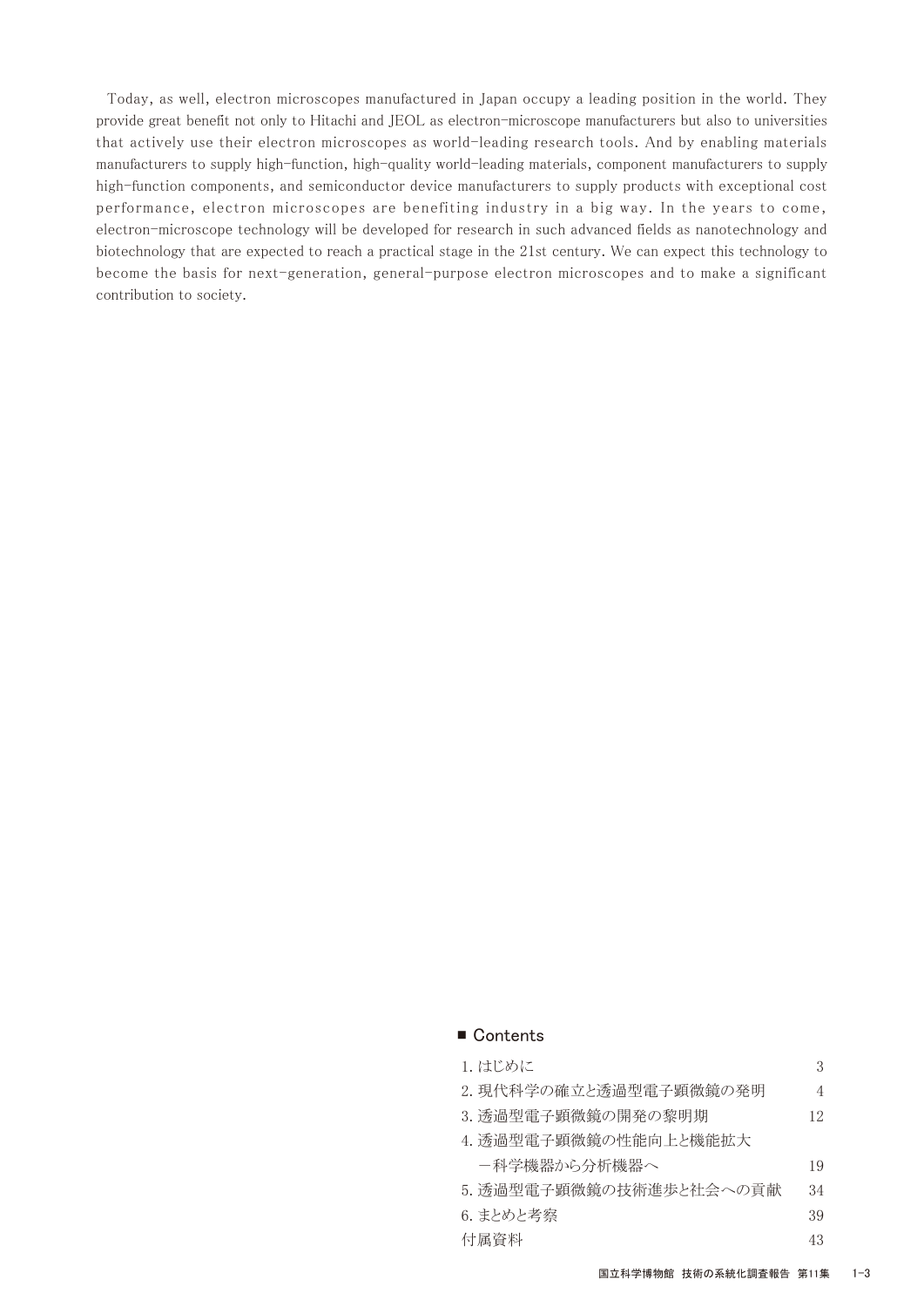Today, as well, electron microscopes manufactured in Japan occupy a leading position in the world. They provide great benefit not only to Hitachi and JEOL as electron-microscope manufacturers but also to universities that actively use their electron microscopes as world-leading research tools. And by enabling materials manufacturers to supply high-function, high-quality world-leading materials, component manufacturers to supply high-function components, and semiconductor device manufacturers to supply products with exceptional cost performance, electron microscopes are benefiting industry in a big way. In the years to come, electron-microscope technology will be developed for research in such advanced fields as nanotechnology and biotechnology that are expected to reach a practical stage in the 21st century. We can expect this technology to become the basis for next-generation, general-purpose electron microscopes and to make a significant contribution to society.

## ■ Contents

| | |
|---|---|
| 1. はじめに | 3 |
| 2. 現代科学の確立と透過型電子顕微鏡の発明 | 4 |
| 3. 透過型電子顕微鏡の開発の黎明期 | 12 |
| 4. 透過型電子顕微鏡の性能向上と機能拡大 ―科学機器から分析機器へ | 19 |
| 5. 透過型電子顕微鏡の技術進歩と社会への貢献 | 34 |
| 6. まとめと考察 | 39 |
| 付属資料 | 43 |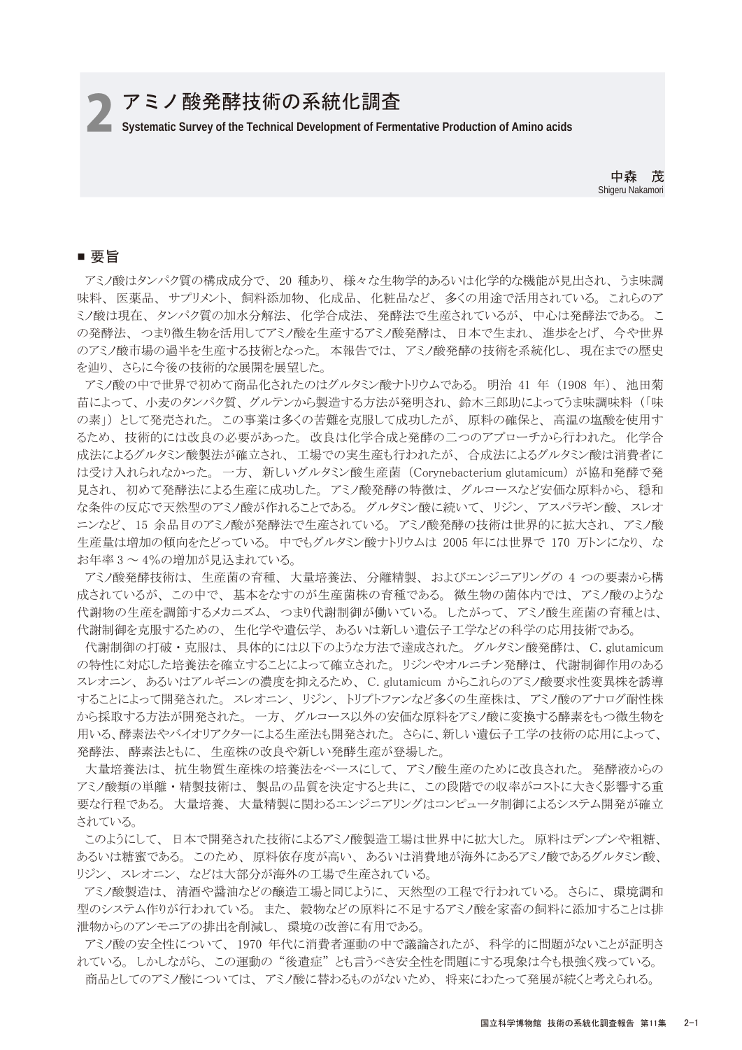# 2 アミノ酸発酵技術の系統化調査

**Systematic Survey of the Technical Development of Fermentative Production of Amino acids**

中森　茂
Shigeru Nakamori

## ■ 要旨

アミノ酸はタンパク質の構成成分で、20 種あり、様々な生物学的あるいは化学的な機能が見出され、うま味調味料、医薬品、サプリメント、飼料添加物、化成品、化粧品など、多くの用途で活用されている。これらのアミノ酸は現在、タンパク質の加水分解法、化学合成法、発酵法で生産されているが、中心は発酵法である。この発酵法、つまり微生物を活用してアミノ酸を生産するアミノ酸発酵は、日本で生まれ、進歩をとげ、今や世界のアミノ酸市場の過半を生産する技術となった。本報告では、アミノ酸発酵の技術を系統化し、現在までの歴史を辿り、さらに今後の技術的な展開を展望した。

アミノ酸の中で世界で初めて商品化されたのはグルタミン酸ナトリウムである。明治 41 年（1908 年）、池田菊苗によって、小麦のタンパク質、グルテンから製造する方法が発明され、鈴木三郎助によってうま味調味料（「味の素」）として発売された。この事業は多くの苦難を克服して成功したが、原料の確保と、高温の塩酸を使用するため、技術的には改良の必要があった。改良は化学合成と発酵の二つのアプローチから行われた。化学合成法によるグルタミン酸製法が確立され、工場での実生産も行われたが、合成法によるグルタミン酸は消費者には受け入れられなかった。一方、新しいグルタミン酸生産菌（Corynebacterium glutamicum）が協和発酵で発見され、初めて発酵法による生産に成功した。アミノ酸発酵の特徴は、グルコースなど安価な原料から、穏和な条件の反応で天然型のアミノ酸が作れることである。グルタミン酸に続いて、リジン、アスパラギン酸、スレオニンなど、15 余品目のアミノ酸が発酵法で生産されている。アミノ酸発酵の技術は世界的に拡大され、アミノ酸生産量は増加の傾向をたどっている。中でもグルタミン酸ナトリウムは 2005 年には世界で 170 万トンになり、なお年率 3 〜 4%の増加が見込まれている。

アミノ酸発酵技術は、生産菌の育種、大量培養法、分離精製、およびエンジニアリングの 4 つの要素から構成されているが、この中で、基本をなすのが生産菌株の育種である。微生物の菌体内では、アミノ酸のような代謝物の生産を調節するメカニズム、つまり代謝制御が働いている。したがって、アミノ酸生産菌の育種とは、代謝制御を克服するための、生化学や遺伝学、あるいは新しい遺伝子工学などの科学の応用技術である。

代謝制御の打破・克服は、具体的には以下のような方法で達成された。グルタミン酸発酵は、C. glutamicum の特性に対応した培養法を確立することによって確立された。リジンやオルニチン発酵は、代謝制御作用のあるスレオニン、あるいはアルギニンの濃度を抑えるため、C. glutamicum からこれらのアミノ酸要求性変異株を誘導することによって開発された。スレオニン、リジン、トリプトファンなど多くの生産株は、アミノ酸のアナログ耐性株から採取する方法が開発された。一方、グルコース以外の安価な原料をアミノ酸に変換する酵素をもつ微生物を用いる、酵素法やバイオリアクターによる生産法も開発された。さらに、新しい遺伝子工学の技術の応用によって、発酵法、酵素法ともに、生産株の改良や新しい発酵生産が登場した。

大量培養法は、抗生物質生産株の培養法をベースにして、アミノ酸生産のために改良された。発酵液からのアミノ酸類の単離・精製技術は、製品の品質を決定すると共に、この段階での収率がコストに大きく影響する重要な行程である。大量培養、大量精製に関わるエンジニアリングはコンピュータ制御によるシステム開発が確立されている。

このようにして、日本で開発された技術によるアミノ酸製造工場は世界中に拡大した。原料はデンプンや粗糖、あるいは糖蜜である。このため、原料依存度が高い、あるいは消費地が海外にあるアミノ酸であるグルタミン酸、リジン、スレオニン、などは大部分が海外の工場で生産されている。

アミノ酸製造は、清酒や醤油などの醸造工場と同じように、天然型の工程で行われている。さらに、環境調和型のシステム作りが行われている。また、穀物などの原料に不足するアミノ酸を家畜の飼料に添加することは排泄物からのアンモニアの排出を削減し、環境の改善に有用である。

アミノ酸の安全性について、1970 年代に消費者運動の中で議論されたが、科学的に問題がないことが証明されている。しかしながら、この運動の“後遺症”とも言うべき安全性を問題にする現象は今も根強く残っている。

商品としてのアミノ酸については、アミノ酸に替わるものがないため、将来にわたって発展が続くと考えられる。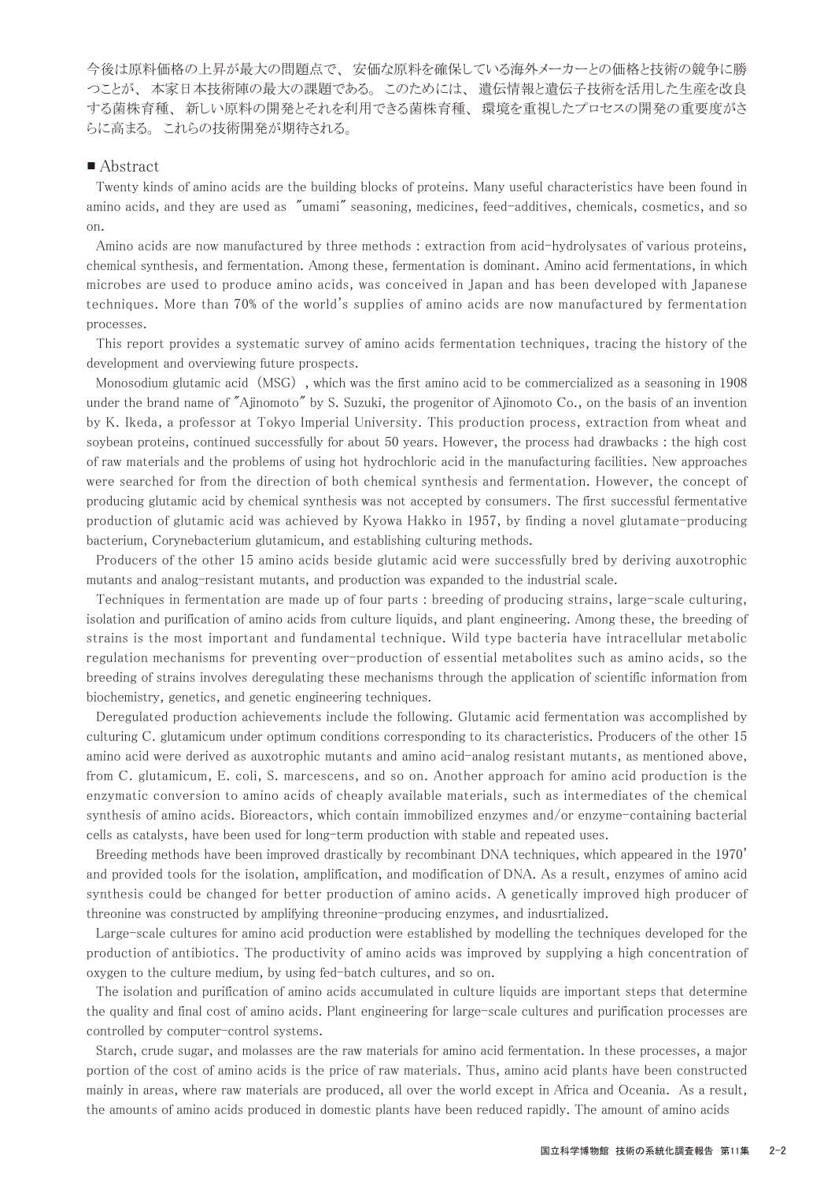今後は原料価格の上昇が最大の問題点で、 安価な原料を確保している海外メーカーとの価格と技術の競争に勝つことが、 本家日本技術陣の最大の課題である。 このためには、 遺伝情報と遺伝子技術を活用した生産を改良する菌株育種、 新しい原料の開発とそれを利用できる菌株育種、 環境を重視したプロセスの開発の重要度がさらに高まる。 これらの技術開発が期待される。

## ■ Abstract

Twenty kinds of amino acids are the building blocks of proteins. Many useful characteristics have been found in amino acids, and they are used as "umami" seasoning, medicines, feed-additives, chemicals, cosmetics, and so on.

Amino acids are now manufactured by three methods : extraction from acid-hydrolysates of various proteins, chemical synthesis, and fermentation. Among these, fermentation is dominant. Amino acid fermentations, in which microbes are used to produce amino acids, was conceived in Japan and has been developed with Japanese techniques. More than 70% of the world's supplies of amino acids are now manufactured by fermentation processes.

This report provides a systematic survey of amino acids fermentation techniques, tracing the history of the development and overviewing future prospects.

Monosodium glutamic acid (MSG), which was the first amino acid to be commercialized as a seasoning in 1908 under the brand name of "Ajinomoto" by S. Suzuki, the progenitor of Ajinomoto Co., on the basis of an invention by K. Ikeda, a professor at Tokyo Imperial University. This production process, extraction from wheat and soybean proteins, continued successfully for about 50 years. However, the process had drawbacks : the high cost of raw materials and the problems of using hot hydrochloric acid in the manufacturing facilities. New approaches were searched for from the direction of both chemical synthesis and fermentation. However, the concept of producing glutamic acid by chemical synthesis was not accepted by consumers. The first successful fermentative production of glutamic acid was achieved by Kyowa Hakko in 1957, by finding a novel glutamate-producing bacterium, Corynebacterium glutamicum, and establishing culturing methods.

Producers of the other 15 amino acids beside glutamic acid were successfully bred by deriving auxotrophic mutants and analog-resistant mutants, and production was expanded to the industrial scale.

Techniques in fermentation are made up of four parts : breeding of producing strains, large-scale culturing, isolation and purification of amino acids from culture liquids, and plant engineering. Among these, the breeding of strains is the most important and fundamental technique. Wild type bacteria have intracellular metabolic regulation mechanisms for preventing over-production of essential metabolites such as amino acids, so the breeding of strains involves deregulating these mechanisms through the application of scientific information from biochemistry, genetics, and genetic engineering techniques.

Deregulated production achievements include the following. Glutamic acid fermentation was accomplished by culturing C. glutamicum under optimum conditions corresponding to its characteristics. Producers of the other 15 amino acid were derived as auxotrophic mutants and amino acid-analog resistant mutants, as mentioned above, from C. glutamicum, E. coli, S. marcescens, and so on. Another approach for amino acid production is the enzymatic conversion to amino acids of cheaply available materials, such as intermediates of the chemical synthesis of amino acids. Bioreactors, which contain immobilized enzymes and/or enzyme-containing bacterial cells as catalysts, have been used for long-term production with stable and repeated uses.

Breeding methods have been improved drastically by recombinant DNA techniques, which appeared in the 1970' and provided tools for the isolation, amplification, and modification of DNA. As a result, enzymes of amino acid synthesis could be changed for better production of amino acids. A genetically improved high producer of threonine was constructed by amplifying threonine-producing enzymes, and indusrtialized.

Large-scale cultures for amino acid production were established by modelling the techniques developed for the production of antibiotics. The productivity of amino acids was improved by supplying a high concentration of oxygen to the culture medium, by using fed-batch cultures, and so on.

The isolation and purification of amino acids accumulated in culture liquids are important steps that determine the quality and final cost of amino acids. Plant engineering for large-scale cultures and purification processes are controlled by computer-control systems.

Starch, crude sugar, and molasses are the raw materials for amino acid fermentation. In these processes, a major portion of the cost of amino acids is the price of raw materials. Thus, amino acid plants have been constructed mainly in areas, where raw materials are produced, all over the world except in Africa and Oceania. As a result, the amounts of amino acids produced in domestic plants have been reduced rapidly. The amount of amino acids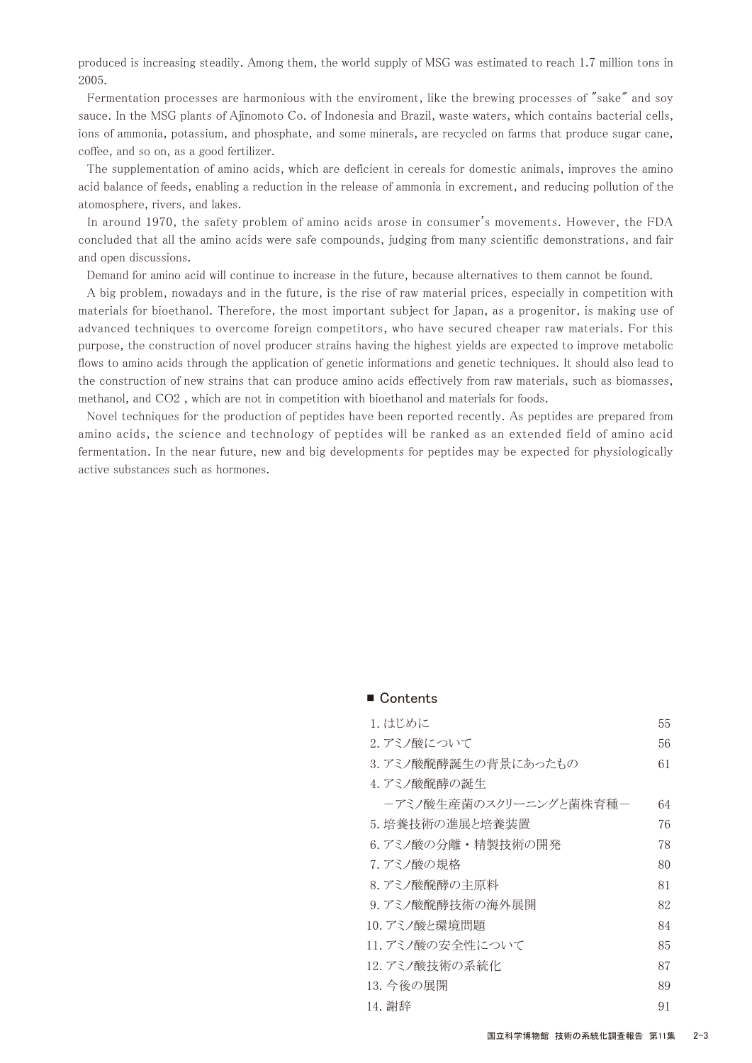produced is increasing steadily. Among them, the world supply of MSG was estimated to reach 1.7 million tons in 2005.

Fermentation processes are harmonious with the enviroment, like the brewing processes of ″sake″ and soy sauce. In the MSG plants of Ajinomoto Co. of Indonesia and Brazil, waste waters, which contains bacterial cells, ions of ammonia, potassium, and phosphate, and some minerals, are recycled on farms that produce sugar cane, coffee, and so on, as a good fertilizer.

The supplementation of amino acids, which are deficient in cereals for domestic animals, improves the amino acid balance of feeds, enabling a reduction in the release of ammonia in excrement, and reducing pollution of the atomosphere, rivers, and lakes.

In around 1970, the safety problem of amino acids arose in consumer's movements. However, the FDA concluded that all the amino acids were safe compounds, judging from many scientific demonstrations, and fair and open discussions.

Demand for amino acid will continue to increase in the future, because alternatives to them cannot be found.

A big problem, nowadays and in the future, is the rise of raw material prices, especially in competition with materials for bioethanol. Therefore, the most important subject for Japan, as a progenitor, is making use of advanced techniques to overcome foreign competitors, who have secured cheaper raw materials. For this purpose, the construction of novel producer strains having the highest yields are expected to improve metabolic flows to amino acids through the application of genetic informations and genetic techniques. It should also lead to the construction of new strains that can produce amino acids effectively from raw materials, such as biomasses, methanol, and $CO_2$ , which are not in competition with bioethanol and materials for foods.

Novel techniques for the production of peptides have been reported recently. As peptides are prepared from amino acids, the science and technology of peptides will be ranked as an extended field of amino acid fermentation. In the near future, new and big developments for peptides may be expected for physiologically active substances such as hormones.

■ Contents

| | |
|---|---|
| 1. はじめに | 55 |
| 2. アミノ酸について | 56 |
| 3. アミノ酸醗酵誕生の背景にあったもの | 61 |
| 4. アミノ酸醗酵の誕生 －アミノ酸生産菌のスクリーニングと菌株育種－ | 64 |
| 5. 培養技術の進展と培養装置 | 76 |
| 6. アミノ酸の分離・精製技術の開発 | 78 |
| 7. アミノ酸の規格 | 80 |
| 8. アミノ酸醗酵の主原料 | 81 |
| 9. アミノ酸醗酵技術の海外展開 | 82 |
| 10. アミノ酸と環境問題 | 84 |
| 11. アミノ酸の安全性について | 85 |
| 12. アミノ酸技術の系統化 | 87 |
| 13. 今後の展開 | 89 |
| 14. 謝辞 | 91 |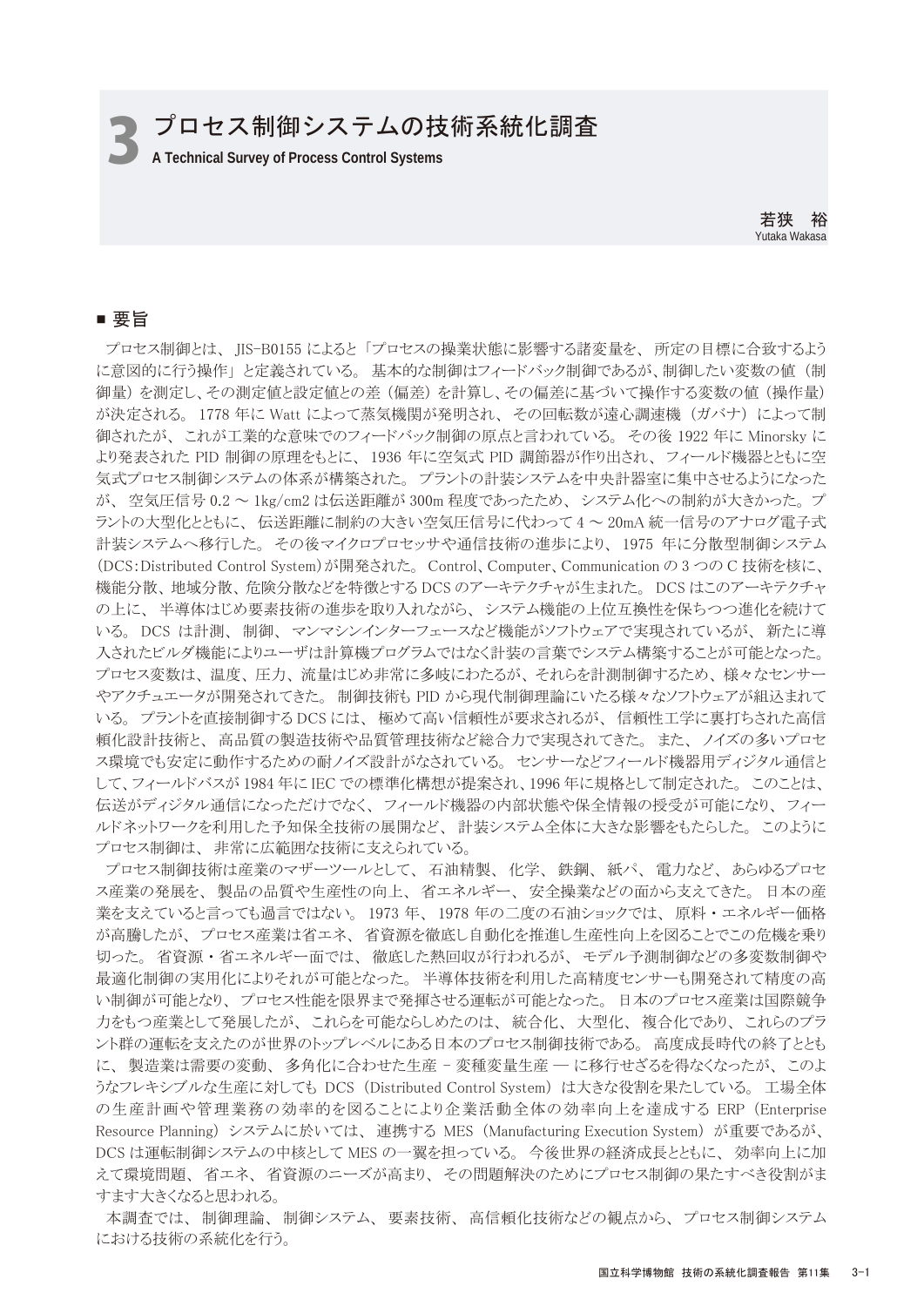# 3 プロセス制御システムの技術系統化調査

A Technical Survey of Process Control Systems

若狭　裕
Yutaka Wakasa

## ■ 要旨

プロセス制御とは、 JIS-B0155 によると「プロセスの操業状態に影響する諸変量を、 所定の目標に合致するように意図的に行う操作」と定義されている。 基本的な制御はフィードバック制御であるが、制御したい変数の値（制御量）を測定し、その測定値と設定値との差（偏差）を計算し、その偏差に基づいて操作する変数の値（操作量）が決定される。 1778 年に Watt によって蒸気機関が発明され、 その回転数が遠心調速機（ガバナ）によって制御されたが、 これが工業的な意味でのフィードバック制御の原点と言われている。 その後 1922 年に Minorsky により発表された PID 制御の原理をもとに、 1936 年に空気式 PID 調節器が作り出され、 フィールド機器とともに空気式プロセス制御システムの体系が構築された。 プラントの計装システムを中央計器室に集中させるようになったが、 空気圧信号 0.2 〜 1kg/cm2 は伝送距離が 300m 程度であったため、 システム化への制約が大きかった。プラントの大型化とともに、 伝送距離に制約の大きい空気圧信号に代わって 4 〜 20mA 統一信号のアナログ電子式計装システムへ移行した。 その後マイクロプロセッサや通信技術の進歩により、 1975 年に分散型制御システム（DCS：Distributed Control System）が開発された。 Control、Computer、Communication の 3 つの C 技術を核に、機能分散、地域分散、危険分散などを特徴とする DCS のアーキテクチャが生まれた。 DCS はこのアーキテクチャの上に、 半導体はじめ要素技術の進歩を取り入れながら、 システム機能の上位互換性を保ちつつ進化を続けている。 DCS は計測、 制御、 マンマシンインターフェースなど機能がソフトウェアで実現されているが、 新たに導入されたビルダ機能によりユーザは計算機プログラムではなく計装の言葉でシステム構築することが可能となった。プロセス変数は、温度、圧力、流量はじめ非常に多岐にわたるが、それらを計測制御するため、様々なセンサーやアクチュエータが開発されてきた。 制御技術も PID から現代制御理論にいたる様々なソフトウェアが組込まれている。 プラントを直接制御する DCS には、 極めて高い信頼性が要求されるが、 信頼性工学に裏打ちされた高信頼化設計技術と、 高品質の製造技術や品質管理技術など総合力で実現されてきた。 また、 ノイズの多いプロセス環境でも安定に動作するための耐ノイズ設計がなされている。 センサーなどフィールド機器用ディジタル通信として、フィールドバスが 1984 年に IEC での標準化構想が提案され、1996 年に規格として制定された。 このことは、伝送がディジタル通信になっただけでなく、 フィールド機器の内部状態や保全情報の授受が可能になり、 フィールドネットワークを利用した予知保全技術の展開など、 計装システム全体に大きな影響をもたらした。 このようにプロセス制御は、 非常に広範囲な技術に支えられている。

プロセス制御技術は産業のマザーツールとして、 石油精製、 化学、 鉄鋼、 紙パ、 電力など、 あらゆるプロセス産業の発展を、 製品の品質や生産性の向上、 省エネルギー、 安全操業などの面から支えてきた。 日本の産業を支えていると言っても過言ではない。 1973 年、 1978 年の二度の石油ショックでは、 原料・エネルギー価格が高騰したが、 プロセス産業は省エネ、 省資源を徹底し自動化を推進し生産性向上を図ることでこの危機を乗り切った。 省資源・省エネルギー面では、 徹底した熱回収が行われるが、 モデル予測制御などの多変数制御や最適化制御の実用化によりそれが可能となった。 半導体技術を利用した高精度センサーも開発されて精度の高い制御が可能となり、プロセス性能を限界まで発揮させる運転が可能となった。 日本のプロセス産業は国際競争力をもつ産業として発展したが、 これらを可能ならしめたのは、 統合化、 大型化、 複合化であり、 これらのプラント群の運転を支えたのが世界のトップレベルにある日本のプロセス制御技術である。 高度成長時代の終了とともに、 製造業は需要の変動、 多角化に合わせた生産 − 変種変量生産 — に移行せざるを得なくなったが、 このようなフレキシブルな生産に対しても DCS（Distributed Control System）は大きな役割を果たしている。 工場全体の生産計画や管理業務の効率的を図ることにより企業活動全体の効率向上を達成する ERP（Enterprise Resource Planning）システムに於いては、 連携する MES（Manufacturing Execution System）が重要であるが、DCS は運転制御システムの中核として MES の一翼を担っている。 今後世界の経済成長とともに、 効率向上に加えて環境問題、 省エネ、 省資源のニーズが高まり、 その問題解決のためにプロセス制御の果たすべき役割がますます大きくなると思われる。

本調査では、 制御理論、 制御システム、 要素技術、 高信頼化技術などの観点から、 プロセス制御システムにおける技術の系統化を行う。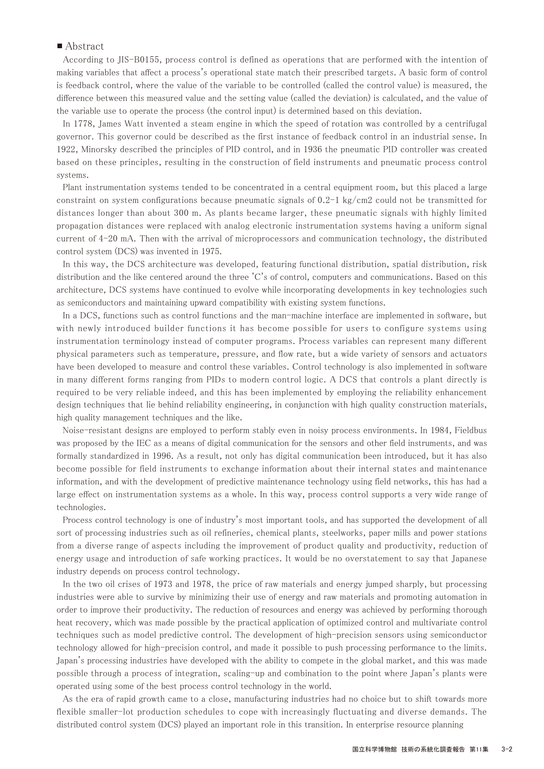## ■ Abstract

According to JIS-B0155, process control is defined as operations that are performed with the intention of making variables that affect a process's operational state match their prescribed targets. A basic form of control is feedback control, where the value of the variable to be controlled (called the control value) is measured, the difference between this measured value and the setting value (called the deviation) is calculated, and the value of the variable use to operate the process (the control input) is determined based on this deviation.

In 1778, James Watt invented a steam engine in which the speed of rotation was controlled by a centrifugal governor. This governor could be described as the first instance of feedback control in an industrial sense. In 1922, Minorsky described the principles of PID control, and in 1936 the pneumatic PID controller was created based on these principles, resulting in the construction of field instruments and pneumatic process control systems.

Plant instrumentation systems tended to be concentrated in a central equipment room, but this placed a large constraint on system configurations because pneumatic signals of 0.2-1 kg/cm2 could not be transmitted for distances longer than about 300 m. As plants became larger, these pneumatic signals with highly limited propagation distances were replaced with analog electronic instrumentation systems having a uniform signal current of 4-20 mA. Then with the arrival of microprocessors and communication technology, the distributed control system (DCS) was invented in 1975.

In this way, the DCS architecture was developed, featuring functional distribution, spatial distribution, risk distribution and the like centered around the three 'C's of control, computers and communications. Based on this architecture, DCS systems have continued to evolve while incorporating developments in key technologies such as semiconductors and maintaining upward compatibility with existing system functions.

In a DCS, functions such as control functions and the man-machine interface are implemented in software, but with newly introduced builder functions it has become possible for users to configure systems using instrumentation terminology instead of computer programs. Process variables can represent many different physical parameters such as temperature, pressure, and flow rate, but a wide variety of sensors and actuators have been developed to measure and control these variables. Control technology is also implemented in software in many different forms ranging from PIDs to modern control logic. A DCS that controls a plant directly is required to be very reliable indeed, and this has been implemented by employing the reliability enhancement design techniques that lie behind reliability engineering, in conjunction with high quality construction materials, high quality management techniques and the like.

Noise-resistant designs are employed to perform stably even in noisy process environments. In 1984, Fieldbus was proposed by the IEC as a means of digital communication for the sensors and other field instruments, and was formally standardized in 1996. As a result, not only has digital communication been introduced, but it has also become possible for field instruments to exchange information about their internal states and maintenance information, and with the development of predictive maintenance technology using field networks, this has had a large effect on instrumentation systems as a whole. In this way, process control supports a very wide range of technologies.

Process control technology is one of industry's most important tools, and has supported the development of all sort of processing industries such as oil refineries, chemical plants, steelworks, paper mills and power stations from a diverse range of aspects including the improvement of product quality and productivity, reduction of energy usage and introduction of safe working practices. It would be no overstatement to say that Japanese industry depends on process control technology.

In the two oil crises of 1973 and 1978, the price of raw materials and energy jumped sharply, but processing industries were able to survive by minimizing their use of energy and raw materials and promoting automation in order to improve their productivity. The reduction of resources and energy was achieved by performing thorough heat recovery, which was made possible by the practical application of optimized control and multivariate control techniques such as model predictive control. The development of high-precision sensors using semiconductor technology allowed for high-precision control, and made it possible to push processing performance to the limits. Japan's processing industries have developed with the ability to compete in the global market, and this was made possible through a process of integration, scaling-up and combination to the point where Japan's plants were operated using some of the best process control technology in the world.

As the era of rapid growth came to a close, manufacturing industries had no choice but to shift towards more flexible smaller-lot production schedules to cope with increasingly fluctuating and diverse demands. The distributed control system (DCS) played an important role in this transition. In enterprise resource planning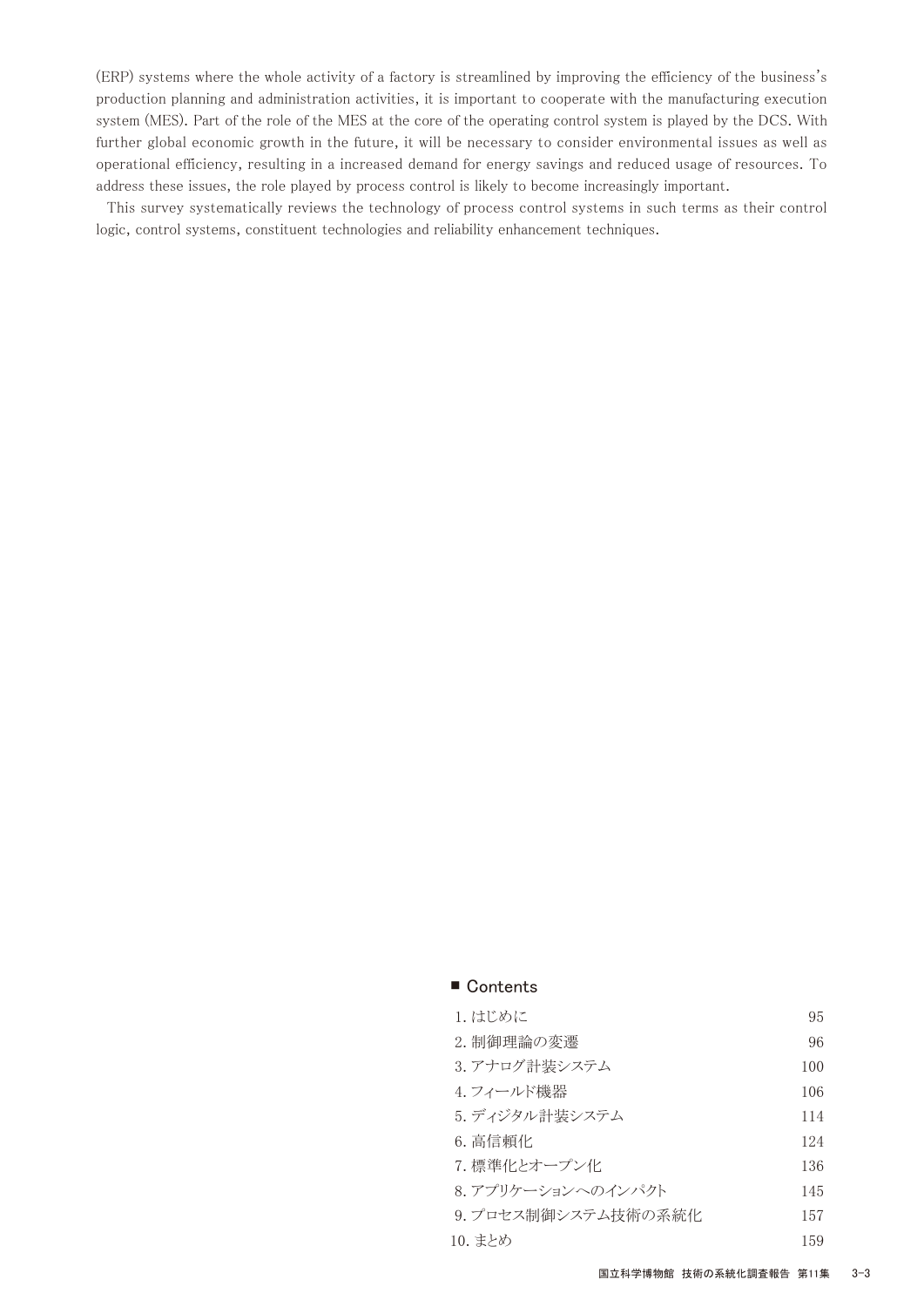(ERP) systems where the whole activity of a factory is streamlined by improving the efficiency of the business's production planning and administration activities, it is important to cooperate with the manufacturing execution system (MES). Part of the role of the MES at the core of the operating control system is played by the DCS. With further global economic growth in the future, it will be necessary to consider environmental issues as well as operational efficiency, resulting in a increased demand for energy savings and reduced usage of resources. To address these issues, the role played by process control is likely to become increasingly important.

This survey systematically reviews the technology of process control systems in such terms as their control logic, control systems, constituent technologies and reliability enhancement techniques.

## ■ Contents

| | |
|---|---|
| 1. はじめに | 95 |
| 2. 制御理論の変遷 | 96 |
| 3. アナログ計装システム | 100 |
| 4. フィールド機器 | 106 |
| 5. ディジタル計装システム | 114 |
| 6. 高信頼化 | 124 |
| 7. 標準化とオープン化 | 136 |
| 8. アプリケーションへのインパクト | 145 |
| 9. プロセス制御システム技術の系統化 | 157 |
| 10. まとめ | 159 |